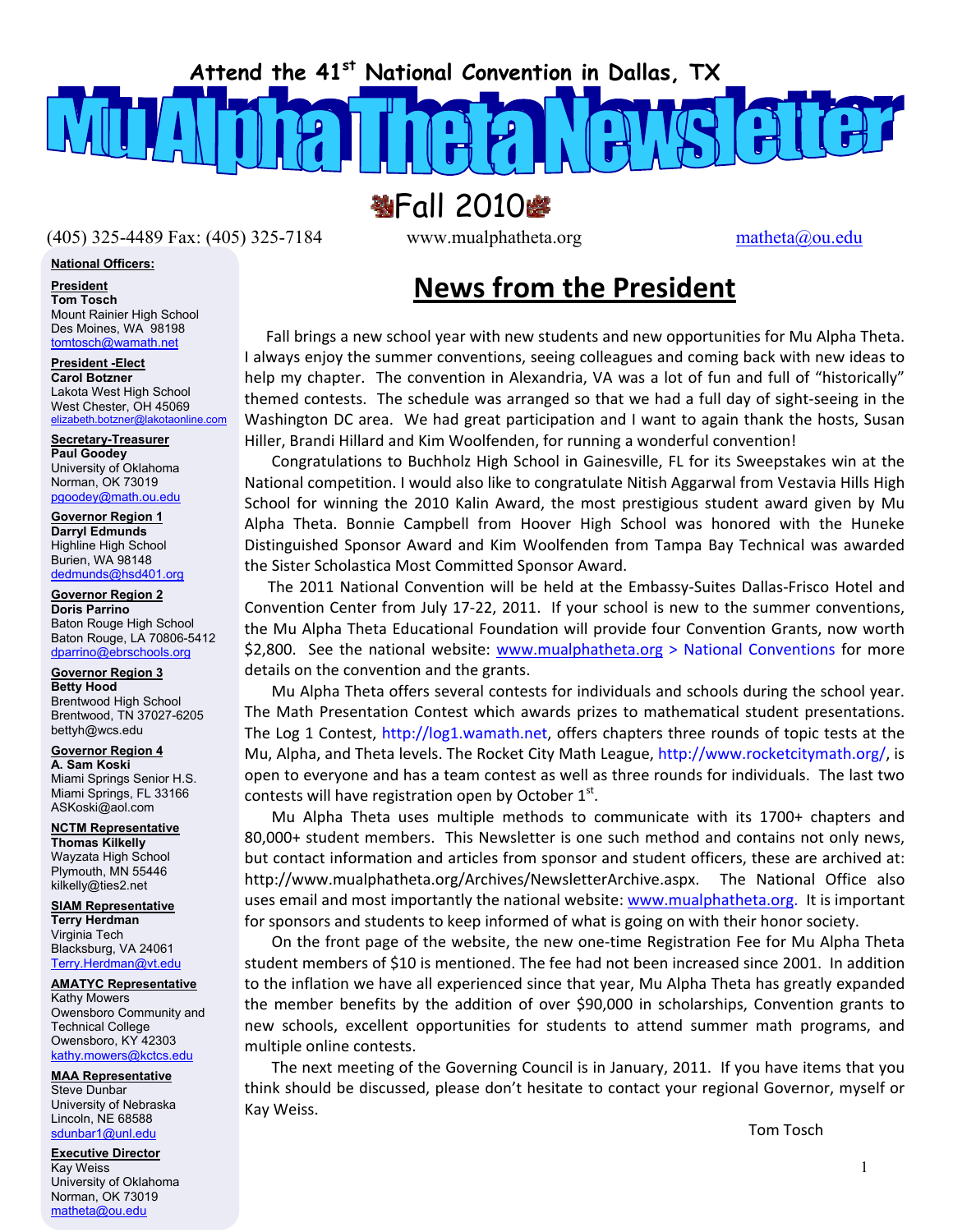Attend the 41st National Convention in Dallas, TX

# Mu Alpha Theta Newsletter

## Fall 2010

(405) 325-4489 Fax: (405) 325-7184 www.mualphatheta.org matheta@ou.edu

**National Officers:**

**President**
**Tom Tosch**
Mount Rainier High School
Des Moines, WA 98198
tomtosch@wamath.net

**President -Elect**
**Carol Botzner**
Lakota West High School
West Chester, OH 45069
elizabeth.botzner@lakotaonline.com

**Secretary-Treasurer**
**Paul Goodey**
University of Oklahoma
Norman, OK 73019
pgoodey@math.ou.edu

**Governor Region 1**
**Darryl Edmunds**
Highline High School
Burien, WA 98148
dedmunds@hsd401.org

**Governor Region 2**
**Doris Parrino**
Baton Rouge High School
Baton Rouge, LA 70806-5412
dparrino@ebrschools.org

**Governor Region 3**
**Betty Hood**
Brentwood High School
Brentwood, TN 37027-6205
bettyh@wcs.edu

**Governor Region 4**
**A. Sam Koski**
Miami Springs Senior H.S.
Miami Springs, FL 33166
ASKoski@aol.com

**NCTM Representative**
**Thomas Kilkelly**
Wayzata High School
Plymouth, MN 55446
kilkelly@ties2.net

**SIAM Representative**
**Terry Herdman**
Virginia Tech
Blacksburg, VA 24061
Terry.Herdman@vt.edu

**AMATYC Representative**
Kathy Mowers
Owensboro Community and Technical College
Owensboro, KY 42303
kathy.mowers@kctcs.edu

**MAA Representative**
Steve Dunbar
University of Nebraska
Lincoln, NE 68588
sdunbar1@unl.edu

**Executive Director**
Kay Weiss
University of Oklahoma
Norman, OK 73019
matheta@ou.edu

## News from the President

Fall brings a new school year with new students and new opportunities for Mu Alpha Theta. I always enjoy the summer conventions, seeing colleagues and coming back with new ideas to help my chapter. The convention in Alexandria, VA was a lot of fun and full of “historically” themed contests. The schedule was arranged so that we had a full day of sight-seeing in the Washington DC area. We had great participation and I want to again thank the hosts, Susan Hiller, Brandi Hillard and Kim Woolfenden, for running a wonderful convention!

Congratulations to Buchholz High School in Gainesville, FL for its Sweepstakes win at the National competition. I would also like to congratulate Nitish Aggarwal from Vestavia Hills High School for winning the 2010 Kalin Award, the most prestigious student award given by Mu Alpha Theta. Bonnie Campbell from Hoover High School was honored with the Huneke Distinguished Sponsor Award and Kim Woolfenden from Tampa Bay Technical was awarded the Sister Scholastica Most Committed Sponsor Award.

The 2011 National Convention will be held at the Embassy-Suites Dallas-Frisco Hotel and Convention Center from July 17-22, 2011. If your school is new to the summer conventions, the Mu Alpha Theta Educational Foundation will provide four Convention Grants, now worth $2,800. See the national website: www.mualphatheta.org > National Conventions for more details on the convention and the grants.

Mu Alpha Theta offers several contests for individuals and schools during the school year. The Math Presentation Contest which awards prizes to mathematical student presentations. The Log 1 Contest, http://log1.wamath.net, offers chapters three rounds of topic tests at the Mu, Alpha, and Theta levels. The Rocket City Math League, http://www.rocketcitymath.org/, is open to everyone and has a team contest as well as three rounds for individuals. The last two contests will have registration open by October 1st.

Mu Alpha Theta uses multiple methods to communicate with its 1700+ chapters and 80,000+ student members. This Newsletter is one such method and contains not only news, but contact information and articles from sponsor and student officers, these are archived at: http://www.mualphatheta.org/Archives/NewsletterArchive.aspx. The National Office also uses email and most importantly the national website: www.mualphatheta.org. It is important for sponsors and students to keep informed of what is going on with their honor society.

On the front page of the website, the new one-time Registration Fee for Mu Alpha Theta student members of $10 is mentioned. The fee had not been increased since 2001. In addition to the inflation we have all experienced since that year, Mu Alpha Theta has greatly expanded the member benefits by the addition of over $90,000 in scholarships, Convention grants to new schools, excellent opportunities for students to attend summer math programs, and multiple online contests.

The next meeting of the Governing Council is in January, 2011. If you have items that you think should be discussed, please don’t hesitate to contact your regional Governor, myself or Kay Weiss.

Tom Tosch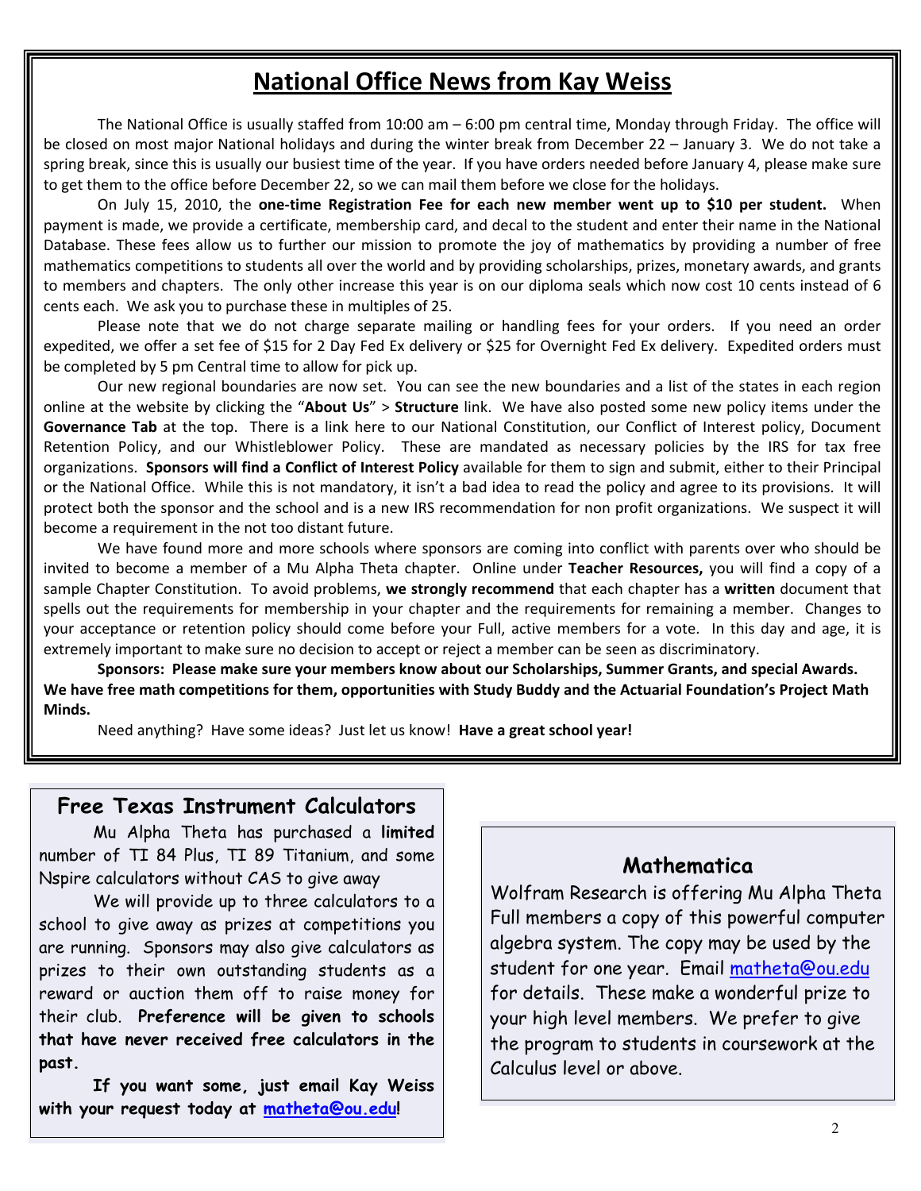# National Office News from Kay Weiss

The National Office is usually staffed from 10:00 am – 6:00 pm central time, Monday through Friday. The office will be closed on most major National holidays and during the winter break from December 22 – January 3. We do not take a spring break, since this is usually our busiest time of the year. If you have orders needed before January 4, please make sure to get them to the office before December 22, so we can mail them before we close for the holidays.

On July 15, 2010, the **one-time Registration Fee for each new member went up to $10 per student.** When payment is made, we provide a certificate, membership card, and decal to the student and enter their name in the National Database. These fees allow us to further our mission to promote the joy of mathematics by providing a number of free mathematics competitions to students all over the world and by providing scholarships, prizes, monetary awards, and grants to members and chapters. The only other increase this year is on our diploma seals which now cost 10 cents instead of 6 cents each. We ask you to purchase these in multiples of 25.

Please note that we do not charge separate mailing or handling fees for your orders. If you need an order expedited, we offer a set fee of $15 for 2 Day Fed Ex delivery or $25 for Overnight Fed Ex delivery. Expedited orders must be completed by 5 pm Central time to allow for pick up.

Our new regional boundaries are now set. You can see the new boundaries and a list of the states in each region online at the website by clicking the "**About Us**" > **Structure** link. We have also posted some new policy items under the **Governance Tab** at the top. There is a link here to our National Constitution, our Conflict of Interest policy, Document Retention Policy, and our Whistleblower Policy. These are mandated as necessary policies by the IRS for tax free organizations. **Sponsors will find a Conflict of Interest Policy** available for them to sign and submit, either to their Principal or the National Office. While this is not mandatory, it isn't a bad idea to read the policy and agree to its provisions. It will protect both the sponsor and the school and is a new IRS recommendation for non profit organizations. We suspect it will become a requirement in the not too distant future.

We have found more and more schools where sponsors are coming into conflict with parents over who should be invited to become a member of a Mu Alpha Theta chapter. Online under **Teacher Resources,** you will find a copy of a sample Chapter Constitution. To avoid problems, **we strongly recommend** that each chapter has a **written** document that spells out the requirements for membership in your chapter and the requirements for remaining a member. Changes to your acceptance or retention policy should come before your Full, active members for a vote. In this day and age, it is extremely important to make sure no decision to accept or reject a member can be seen as discriminatory.

**Sponsors: Please make sure your members know about our Scholarships, Summer Grants, and special Awards. We have free math competitions for them, opportunities with Study Buddy and the Actuarial Foundation's Project Math Minds.**

Need anything? Have some ideas? Just let us know! **Have a great school year!**

## Free Texas Instrument Calculators

Mu Alpha Theta has purchased a **limited** number of TI 84 Plus, TI 89 Titanium, and some Nspire calculators without CAS to give away

We will provide up to three calculators to a school to give away as prizes at competitions you are running. Sponsors may also give calculators as prizes to their own outstanding students as a reward or auction them off to raise money for their club. **Preference will be given to schools that have never received free calculators in the past.**

**If you want some, just email Kay Weiss with your request today at matheta@ou.edu!**

## Mathematica

Wolfram Research is offering Mu Alpha Theta Full members a copy of this powerful computer algebra system. The copy may be used by the student for one year. Email matheta@ou.edu for details. These make a wonderful prize to your high level members. We prefer to give the program to students in coursework at the Calculus level or above.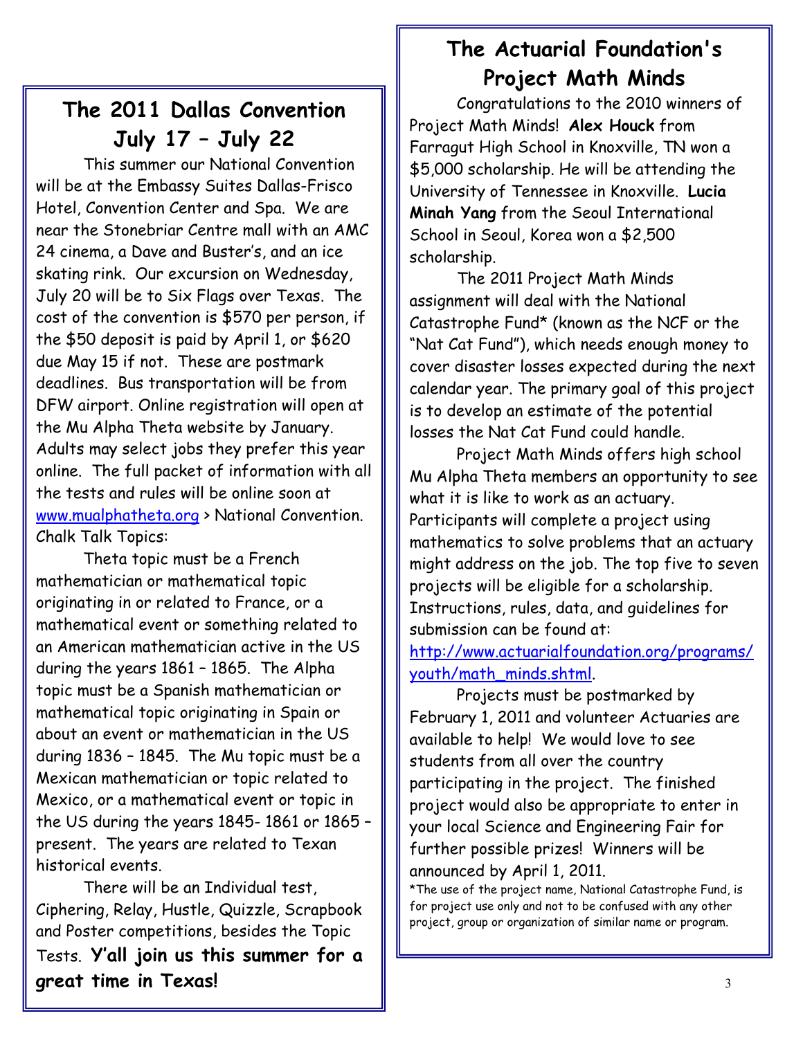## The 2011 Dallas Convention July 17 – July 22

This summer our National Convention will be at the Embassy Suites Dallas-Frisco Hotel, Convention Center and Spa. We are near the Stonebriar Centre mall with an AMC 24 cinema, a Dave and Buster's, and an ice skating rink. Our excursion on Wednesday, July 20 will be to Six Flags over Texas. The cost of the convention is $570 per person, if the $50 deposit is paid by April 1, or $620 due May 15 if not. These are postmark deadlines. Bus transportation will be from DFW airport. Online registration will open at the Mu Alpha Theta website by January. Adults may select jobs they prefer this year online. The full packet of information with all the tests and rules will be online soon at www.mualphatheta.org > National Convention.

Chalk Talk Topics:

Theta topic must be a French mathematician or mathematical topic originating in or related to France, or a mathematical event or something related to an American mathematician active in the US during the years 1861 – 1865. The Alpha topic must be a Spanish mathematician or mathematical topic originating in Spain or about an event or mathematician in the US during 1836 – 1845. The Mu topic must be a Mexican mathematician or topic related to Mexico, or a mathematical event or topic in the US during the years 1845- 1861 or 1865 – present. The years are related to Texan historical events.

There will be an Individual test, Ciphering, Relay, Hustle, Quizzle, Scrapbook and Poster competitions, besides the Topic Tests. **Y'all join us this summer for a great time in Texas!**

## The Actuarial Foundation's Project Math Minds

Congratulations to the 2010 winners of Project Math Minds! **Alex Houck** from Farragut High School in Knoxville, TN won a $5,000 scholarship. He will be attending the University of Tennessee in Knoxville. **Lucia Minah Yang** from the Seoul International School in Seoul, Korea won a $2,500 scholarship.

The 2011 Project Math Minds assignment will deal with the National Catastrophe Fund* (known as the NCF or the "Nat Cat Fund"), which needs enough money to cover disaster losses expected during the next calendar year. The primary goal of this project is to develop an estimate of the potential losses the Nat Cat Fund could handle.

Project Math Minds offers high school Mu Alpha Theta members an opportunity to see what it is like to work as an actuary. Participants will complete a project using mathematics to solve problems that an actuary might address on the job. The top five to seven projects will be eligible for a scholarship. Instructions, rules, data, and guidelines for submission can be found at: http://www.actuarialfoundation.org/programs/youth/math_minds.shtml.

Projects must be postmarked by February 1, 2011 and volunteer Actuaries are available to help! We would love to see students from all over the country participating in the project. The finished project would also be appropriate to enter in your local Science and Engineering Fair for further possible prizes! Winners will be announced by April 1, 2011.

*The use of the project name, National Catastrophe Fund, is for project use only and not to be confused with any other project, group or organization of similar name or program.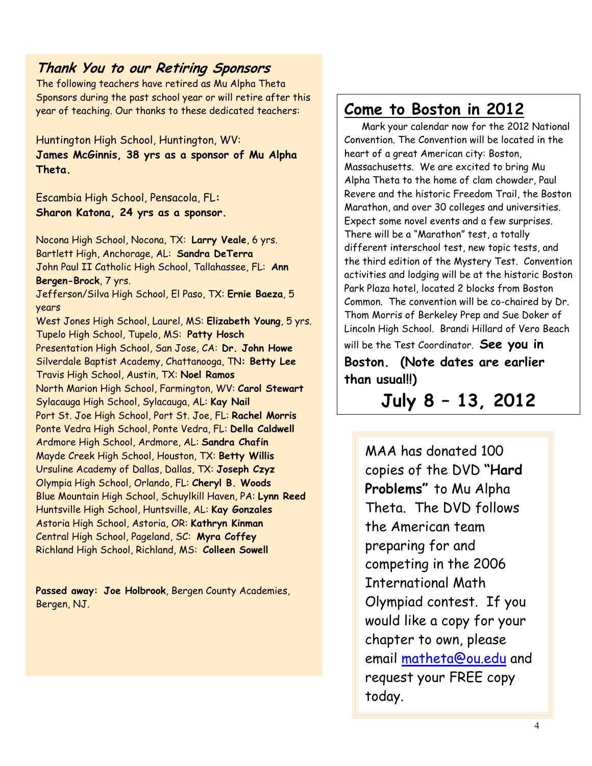## *Thank You to our Retiring Sponsors*

The following teachers have retired as Mu Alpha Theta Sponsors during the past school year or will retire after this year of teaching. Our thanks to these dedicated teachers:

Huntington High School, Huntington, WV:
**James McGinnis, 38 yrs as a sponsor of Mu Alpha Theta.**

Escambia High School, Pensacola, FL**:**
**Sharon Katona, 24 yrs as a sponsor.**

Nocona High School, Nocona, TX: **Larry Veale**, 6 yrs.
Bartlett High, Anchorage, AL: **Sandra DeTerra**
John Paul II Catholic High School, Tallahassee, FL: **Ann Bergen-Brock**, 7 yrs.
Jefferson/Silva High School, El Paso, TX: **Ernie Baeza**, 5 years
West Jones High School, Laurel, MS: **Elizabeth Young**, 5 yrs.
Tupelo High School, Tupelo, MS: **Patty Hosch**
Presentation High School, San Jose, CA: **Dr. John Howe**
Silverdale Baptist Academy, Chattanooga, TN**: Betty Lee**
Travis High School, Austin, TX: **Noel Ramos**
North Marion High School, Farmington, WV: **Carol Stewart**
Sylacauga High School, Sylacauga, AL: **Kay Nail**
Port St. Joe High School, Port St. Joe, FL: **Rachel Morris**
Ponte Vedra High School, Ponte Vedra, FL: **Della Caldwell**
Ardmore High School, Ardmore, AL: **Sandra Chafin**
Mayde Creek High School, Houston, TX: **Betty Willis**
Ursuline Academy of Dallas, Dallas, TX: **Joseph Czyz**
Olympia High School, Orlando, FL: **Cheryl B. Woods**
Blue Mountain High School, Schuylkill Haven, PA: **Lynn Reed**
Huntsville High School, Huntsville, AL: **Kay Gonzales**
Astoria High School, Astoria, OR: **Kathryn Kinman**
Central High School, Pageland, SC: **Myra Coffey**
Richland High School, Richland, MS: **Colleen Sowell**

**Passed away: Joe Holbrook**, Bergen County Academies, Bergen, NJ.

## Come to Boston in 2012

Mark your calendar now for the 2012 National Convention. The Convention will be located in the heart of a great American city: Boston, Massachusetts. We are excited to bring Mu Alpha Theta to the home of clam chowder, Paul Revere and the historic Freedom Trail, the Boston Marathon, and over 30 colleges and universities. Expect some novel events and a few surprises. There will be a "Marathon" test, a totally different interschool test, new topic tests, and the third edition of the Mystery Test. Convention activities and lodging will be at the historic Boston Park Plaza hotel, located 2 blocks from Boston Common. The convention will be co-chaired by Dr. Thom Morris of Berkeley Prep and Sue Doker of Lincoln High School. Brandi Hillard of Vero Beach will be the Test Coordinator. **See you in Boston. (Note dates are earlier than usual!!)**

**July 8 – 13, 2012**

MAA has donated 100 copies of the DVD **"Hard Problems"** to Mu Alpha Theta. The DVD follows the American team preparing for and competing in the 2006 International Math Olympiad contest. If you would like a copy for your chapter to own, please email matheta@ou.edu and request your FREE copy today.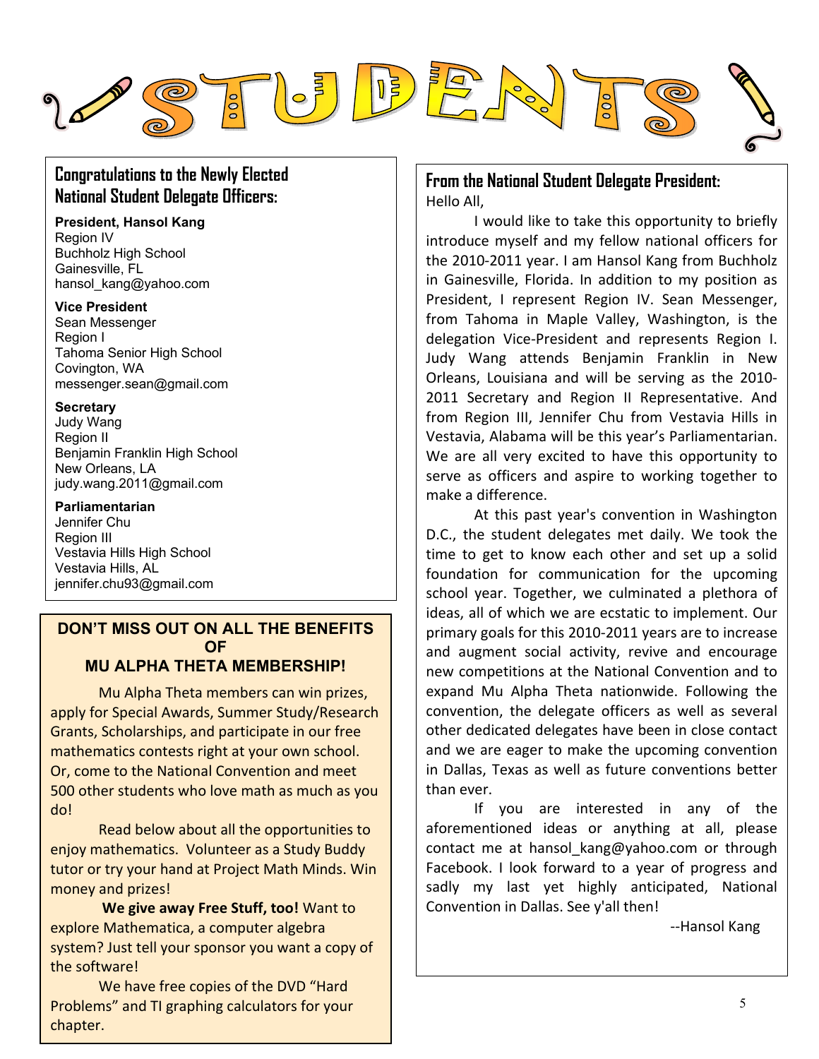# STUDENTS

## Congratulations to the Newly Elected National Student Delegate Officers:

**President, Hansol Kang**
Region IV
Buchholz High School
Gainesville, FL
hansol_kang@yahoo.com

**Vice President**
Sean Messenger
Region I
Tahoma Senior High School
Covington, WA
messenger.sean@gmail.com

**Secretary**
Judy Wang
Region II
Benjamin Franklin High School
New Orleans, LA
judy.wang.2011@gmail.com

**Parliamentarian**
Jennifer Chu
Region III
Vestavia Hills High School
Vestavia Hills, AL
jennifer.chu93@gmail.com

## DON'T MISS OUT ON ALL THE BENEFITS OF MU ALPHA THETA MEMBERSHIP!

Mu Alpha Theta members can win prizes, apply for Special Awards, Summer Study/Research Grants, Scholarships, and participate in our free mathematics contests right at your own school. Or, come to the National Convention and meet 500 other students who love math as much as you do!

Read below about all the opportunities to enjoy mathematics. Volunteer as a Study Buddy tutor or try your hand at Project Math Minds. Win money and prizes!

**We give away Free Stuff, too!** Want to explore Mathematica, a computer algebra system? Just tell your sponsor you want a copy of the software!

We have free copies of the DVD "Hard Problems" and TI graphing calculators for your chapter.

## From the National Student Delegate President:

Hello All,

I would like to take this opportunity to briefly introduce myself and my fellow national officers for the 2010-2011 year. I am Hansol Kang from Buchholz in Gainesville, Florida. In addition to my position as President, I represent Region IV. Sean Messenger, from Tahoma in Maple Valley, Washington, is the delegation Vice-President and represents Region I. Judy Wang attends Benjamin Franklin in New Orleans, Louisiana and will be serving as the 2010-2011 Secretary and Region II Representative. And from Region III, Jennifer Chu from Vestavia Hills in Vestavia, Alabama will be this year's Parliamentarian. We are all very excited to have this opportunity to serve as officers and aspire to working together to make a difference.

At this past year's convention in Washington D.C., the student delegates met daily. We took the time to get to know each other and set up a solid foundation for communication for the upcoming school year. Together, we culminated a plethora of ideas, all of which we are ecstatic to implement. Our primary goals for this 2010-2011 years are to increase and augment social activity, revive and encourage new competitions at the National Convention and to expand Mu Alpha Theta nationwide. Following the convention, the delegate officers as well as several other dedicated delegates have been in close contact and we are eager to make the upcoming convention in Dallas, Texas as well as future conventions better than ever.

If you are interested in any of the aforementioned ideas or anything at all, please contact me at hansol_kang@yahoo.com or through Facebook. I look forward to a year of progress and sadly my last yet highly anticipated, National Convention in Dallas. See y'all then!

--Hansol Kang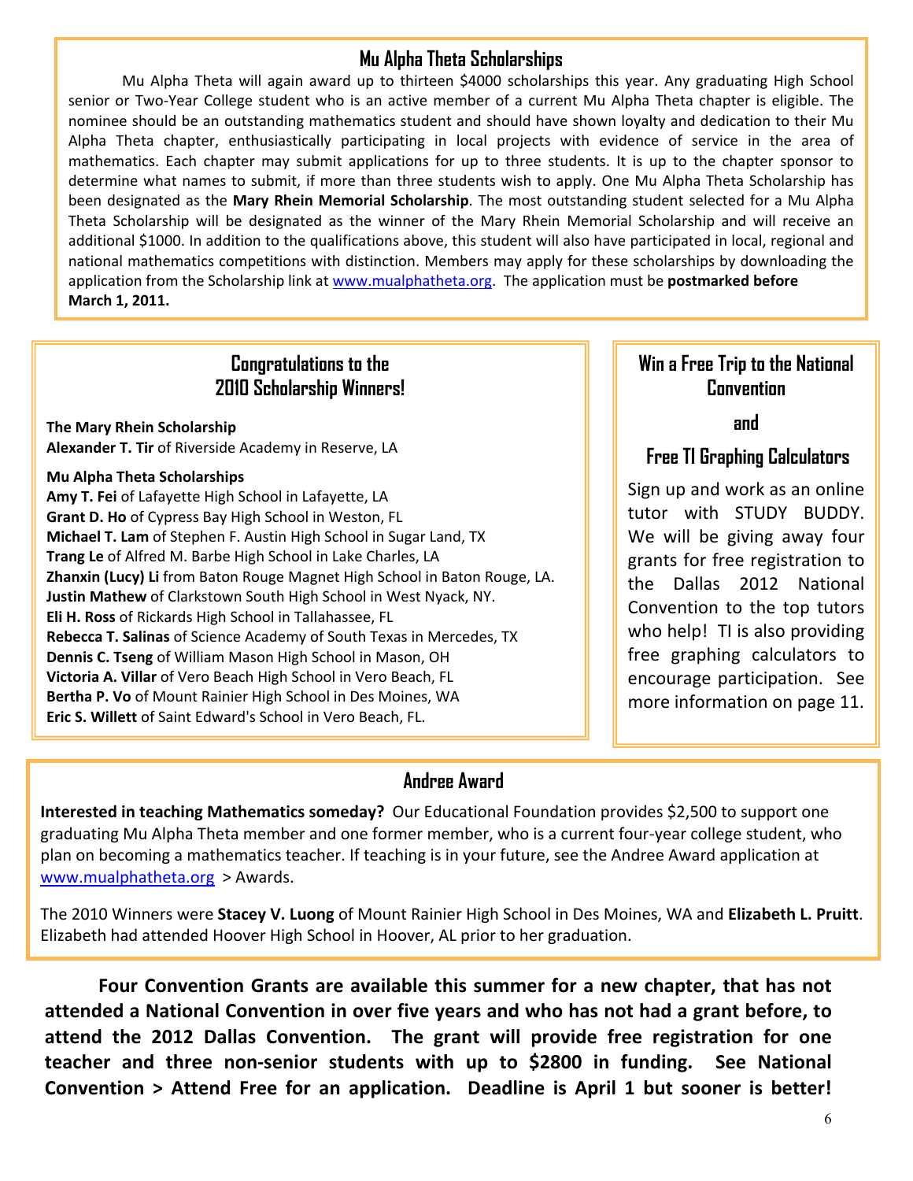## Mu Alpha Theta Scholarships

Mu Alpha Theta will again award up to thirteen $4000 scholarships this year. Any graduating High School senior or Two-Year College student who is an active member of a current Mu Alpha Theta chapter is eligible. The nominee should be an outstanding mathematics student and should have shown loyalty and dedication to their Mu Alpha Theta chapter, enthusiastically participating in local projects with evidence of service in the area of mathematics. Each chapter may submit applications for up to three students. It is up to the chapter sponsor to determine what names to submit, if more than three students wish to apply. One Mu Alpha Theta Scholarship has been designated as the **Mary Rhein Memorial Scholarship**. The most outstanding student selected for a Mu Alpha Theta Scholarship will be designated as the winner of the Mary Rhein Memorial Scholarship and will receive an additional $1000. In addition to the qualifications above, this student will also have participated in local, regional and national mathematics competitions with distinction. Members may apply for these scholarships by downloading the application from the Scholarship link at www.mualphatheta.org. The application must be **postmarked before March 1, 2011.**

## Congratulations to the 2010 Scholarship Winners!

**The Mary Rhein Scholarship**
**Alexander T. Tir** of Riverside Academy in Reserve, LA

**Mu Alpha Theta Scholarships**
**Amy T. Fei** of Lafayette High School in Lafayette, LA
**Grant D. Ho** of Cypress Bay High School in Weston, FL
**Michael T. Lam** of Stephen F. Austin High School in Sugar Land, TX
**Trang Le** of Alfred M. Barbe High School in Lake Charles, LA
**Zhanxin (Lucy) Li** from Baton Rouge Magnet High School in Baton Rouge, LA.
**Justin Mathew** of Clarkstown South High School in West Nyack, NY.
**Eli H. Ross** of Rickards High School in Tallahassee, FL
**Rebecca T. Salinas** of Science Academy of South Texas in Mercedes, TX
**Dennis C. Tseng** of William Mason High School in Mason, OH
**Victoria A. Villar** of Vero Beach High School in Vero Beach, FL
**Bertha P. Vo** of Mount Rainier High School in Des Moines, WA
**Eric S. Willett** of Saint Edward's School in Vero Beach, FL.

## Win a Free Trip to the National Convention and Free TI Graphing Calculators

Sign up and work as an online tutor with STUDY BUDDY. We will be giving away four grants for free registration to the Dallas 2012 National Convention to the top tutors who help! TI is also providing free graphing calculators to encourage participation. See more information on page 11.

## Andree Award

**Interested in teaching Mathematics someday?** Our Educational Foundation provides $2,500 to support one graduating Mu Alpha Theta member and one former member, who is a current four-year college student, who plan on becoming a mathematics teacher. If teaching is in your future, see the Andree Award application at www.mualphatheta.org > Awards.

The 2010 Winners were **Stacey V. Luong** of Mount Rainier High School in Des Moines, WA and **Elizabeth L. Pruitt**. Elizabeth had attended Hoover High School in Hoover, AL prior to her graduation.

**Four Convention Grants are available this summer for a new chapter, that has not attended a National Convention in over five years and who has not had a grant before, to attend the 2012 Dallas Convention. The grant will provide free registration for one teacher and three non-senior students with up to $2800 in funding. See National Convention > Attend Free for an application. Deadline is April 1 but sooner is better!**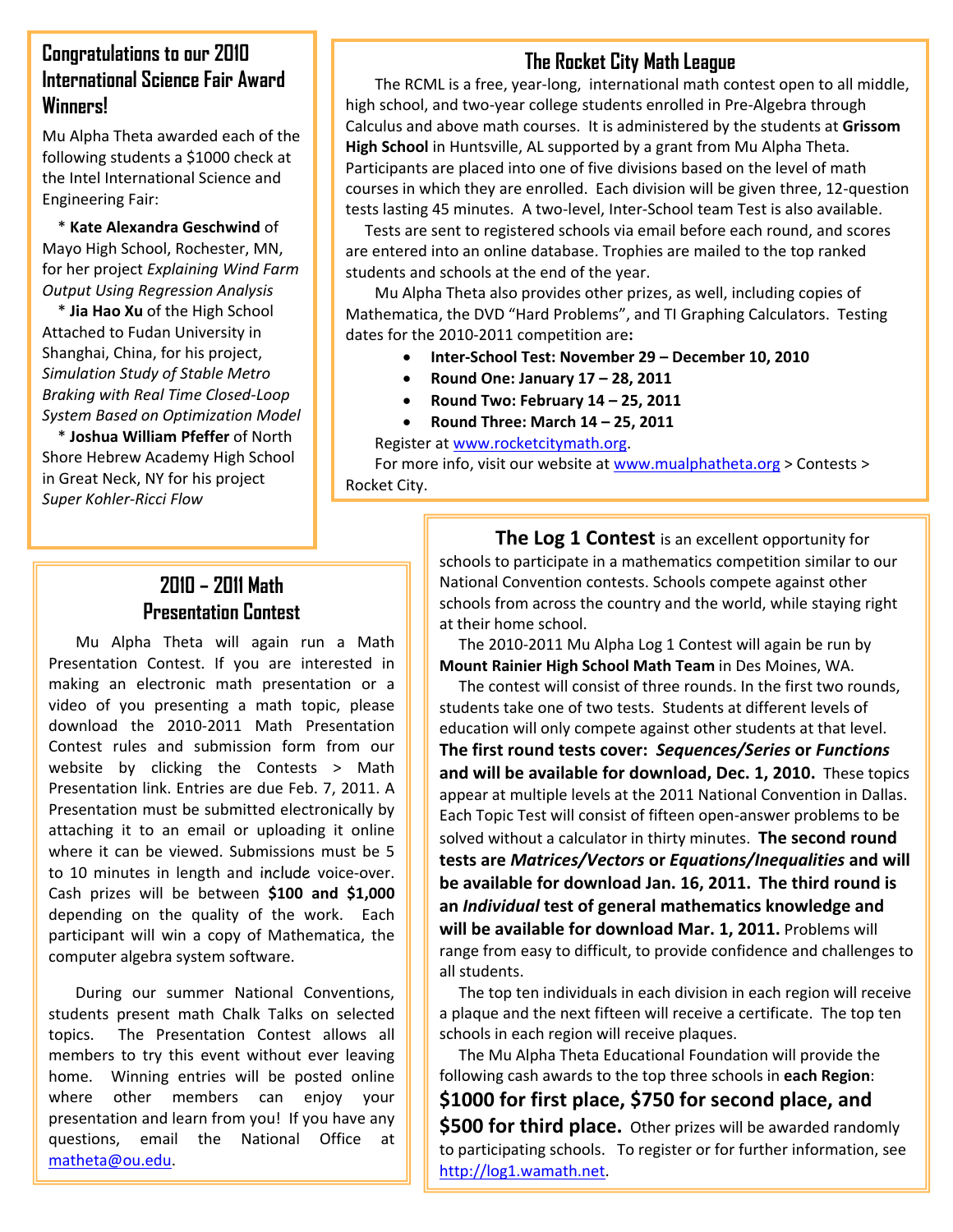## Congratulations to our 2010 International Science Fair Award Winners!

Mu Alpha Theta awarded each of the following students a $1000 check at the Intel International Science and Engineering Fair:

* **Kate Alexandra Geschwind** of Mayo High School, Rochester, MN, for her project *Explaining Wind Farm Output Using Regression Analysis*
* **Jia Hao Xu** of the High School Attached to Fudan University in Shanghai, China, for his project, *Simulation Study of Stable Metro Braking with Real Time Closed-Loop System Based on Optimization Model*
* **Joshua William Pfeffer** of North Shore Hebrew Academy High School in Great Neck, NY for his project *Super Kohler-Ricci Flow*

## 2010 – 2011 Math Presentation Contest

Mu Alpha Theta will again run a Math Presentation Contest. If you are interested in making an electronic math presentation or a video of you presenting a math topic, please download the 2010-2011 Math Presentation Contest rules and submission form from our website by clicking the Contests > Math Presentation link. Entries are due Feb. 7, 2011. A Presentation must be submitted electronically by attaching it to an email or uploading it online where it can be viewed. Submissions must be 5 to 10 minutes in length and include voice-over. Cash prizes will be between **$100 and $1,000** depending on the quality of the work. Each participant will win a copy of Mathematica, the computer algebra system software.

During our summer National Conventions, students present math Chalk Talks on selected topics. The Presentation Contest allows all members to try this event without ever leaving home. Winning entries will be posted online where other members can enjoy your presentation and learn from you! If you have any questions, email the National Office at matheta@ou.edu.

## The Rocket City Math League

The RCML is a free, year-long, international math contest open to all middle, high school, and two-year college students enrolled in Pre-Algebra through Calculus and above math courses. It is administered by the students at **Grissom High School** in Huntsville, AL supported by a grant from Mu Alpha Theta. Participants are placed into one of five divisions based on the level of math courses in which they are enrolled. Each division will be given three, 12-question tests lasting 45 minutes. A two-level, Inter-School team Test is also available.

Tests are sent to registered schools via email before each round, and scores are entered into an online database. Trophies are mailed to the top ranked students and schools at the end of the year.

Mu Alpha Theta also provides other prizes, as well, including copies of Mathematica, the DVD "Hard Problems", and TI Graphing Calculators. Testing dates for the 2010-2011 competition are**:**

- **Inter-School Test: November 29 – December 10, 2010**
- **Round One: January 17 – 28, 2011**
- **Round Two: February 14 – 25, 2011**
- **Round Three: March 14 – 25, 2011**

Register at www.rocketcitymath.org.

For more info, visit our website at www.mualphatheta.org > Contests > Rocket City.

**The Log 1 Contest** is an excellent opportunity for schools to participate in a mathematics competition similar to our National Convention contests. Schools compete against other schools from across the country and the world, while staying right at their home school.

The 2010-2011 Mu Alpha Log 1 Contest will again be run by **Mount Rainier High School Math Team** in Des Moines, WA.

The contest will consist of three rounds. In the first two rounds, students take one of two tests. Students at different levels of education will only compete against other students at that level. **The first round tests cover: *Sequences/Series* or *Functions* and will be available for download, Dec. 1, 2010.** These topics appear at multiple levels at the 2011 National Convention in Dallas. Each Topic Test will consist of fifteen open-answer problems to be solved without a calculator in thirty minutes. **The second round tests are *Matrices/Vectors* or *Equations/Inequalities* and will be available for download Jan. 16, 2011. The third round is an *Individual* test of general mathematics knowledge and will be available for download Mar. 1, 2011.** Problems will range from easy to difficult, to provide confidence and challenges to all students.

The top ten individuals in each division in each region will receive a plaque and the next fifteen will receive a certificate. The top ten schools in each region will receive plaques.

The Mu Alpha Theta Educational Foundation will provide the following cash awards to the top three schools in **each Region**: **$1000 for first place, $750 for second place, and $500 for third place.** Other prizes will be awarded randomly to participating schools. To register or for further information, see http://log1.wamath.net.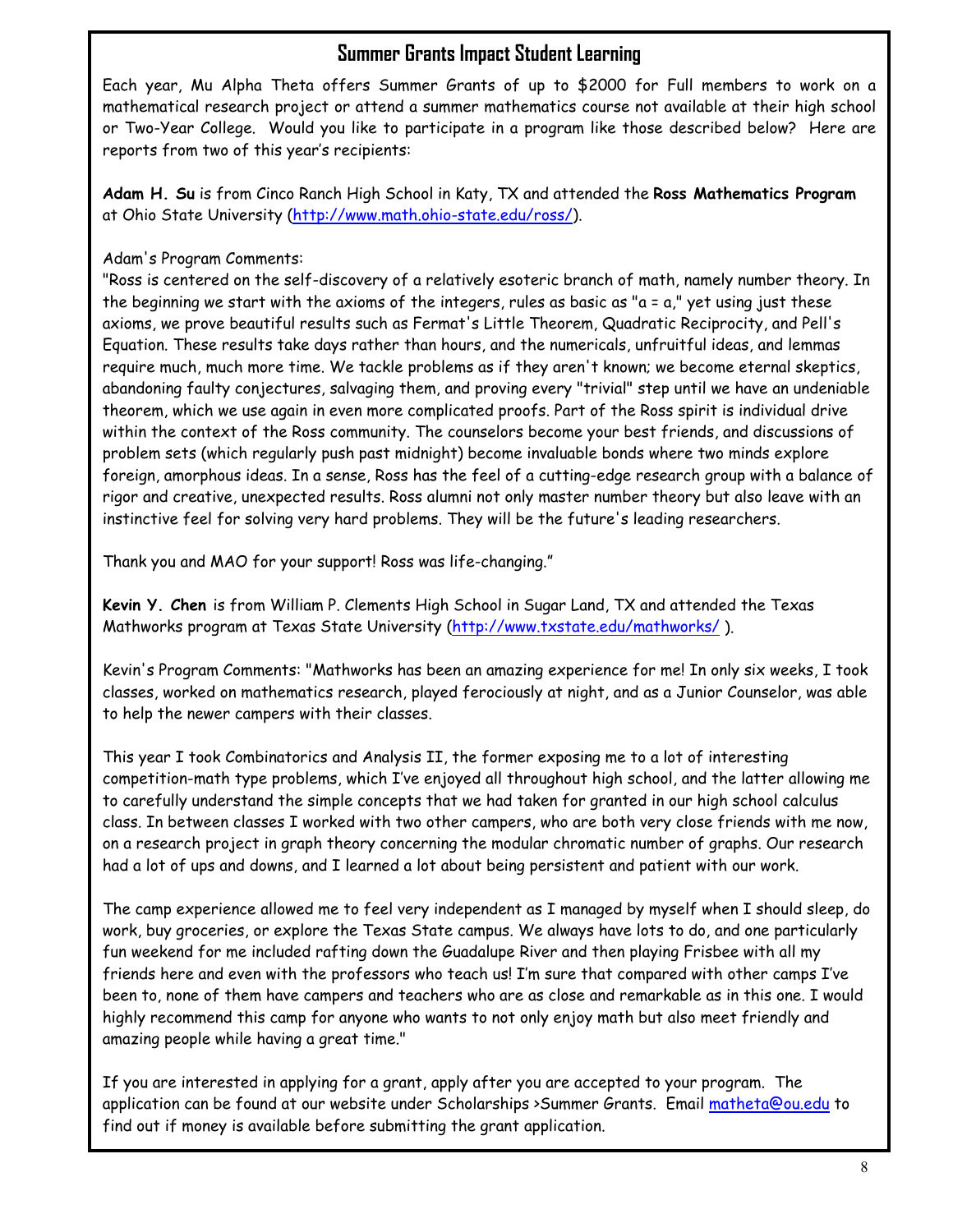## Summer Grants Impact Student Learning

Each year, Mu Alpha Theta offers Summer Grants of up to $2000 for Full members to work on a mathematical research project or attend a summer mathematics course not available at their high school or Two-Year College. Would you like to participate in a program like those described below? Here are reports from two of this year's recipients:

**Adam H. Su** is from Cinco Ranch High School in Katy, TX and attended the **Ross Mathematics Program** at Ohio State University (http://www.math.ohio-state.edu/ross/).

Adam's Program Comments:
"Ross is centered on the self-discovery of a relatively esoteric branch of math, namely number theory. In the beginning we start with the axioms of the integers, rules as basic as "a = a," yet using just these axioms, we prove beautiful results such as Fermat's Little Theorem, Quadratic Reciprocity, and Pell's Equation. These results take days rather than hours, and the numericals, unfruitful ideas, and lemmas require much, much more time. We tackle problems as if they aren't known; we become eternal skeptics, abandoning faulty conjectures, salvaging them, and proving every "trivial" step until we have an undeniable theorem, which we use again in even more complicated proofs. Part of the Ross spirit is individual drive within the context of the Ross community. The counselors become your best friends, and discussions of problem sets (which regularly push past midnight) become invaluable bonds where two minds explore foreign, amorphous ideas. In a sense, Ross has the feel of a cutting-edge research group with a balance of rigor and creative, unexpected results. Ross alumni not only master number theory but also leave with an instinctive feel for solving very hard problems. They will be the future's leading researchers.

Thank you and MAO for your support! Ross was life-changing."

**Kevin Y. Chen** is from William P. Clements High School in Sugar Land, TX and attended the Texas Mathworks program at Texas State University (http://www.txstate.edu/mathworks/ ).

Kevin's Program Comments: "Mathworks has been an amazing experience for me! In only six weeks, I took classes, worked on mathematics research, played ferociously at night, and as a Junior Counselor, was able to help the newer campers with their classes.

This year I took Combinatorics and Analysis II, the former exposing me to a lot of interesting competition-math type problems, which I've enjoyed all throughout high school, and the latter allowing me to carefully understand the simple concepts that we had taken for granted in our high school calculus class. In between classes I worked with two other campers, who are both very close friends with me now, on a research project in graph theory concerning the modular chromatic number of graphs. Our research had a lot of ups and downs, and I learned a lot about being persistent and patient with our work.

The camp experience allowed me to feel very independent as I managed by myself when I should sleep, do work, buy groceries, or explore the Texas State campus. We always have lots to do, and one particularly fun weekend for me included rafting down the Guadalupe River and then playing Frisbee with all my friends here and even with the professors who teach us! I'm sure that compared with other camps I've been to, none of them have campers and teachers who are as close and remarkable as in this one. I would highly recommend this camp for anyone who wants to not only enjoy math but also meet friendly and amazing people while having a great time."

If you are interested in applying for a grant, apply after you are accepted to your program. The application can be found at our website under Scholarships >Summer Grants. Email matheta@ou.edu to find out if money is available before submitting the grant application.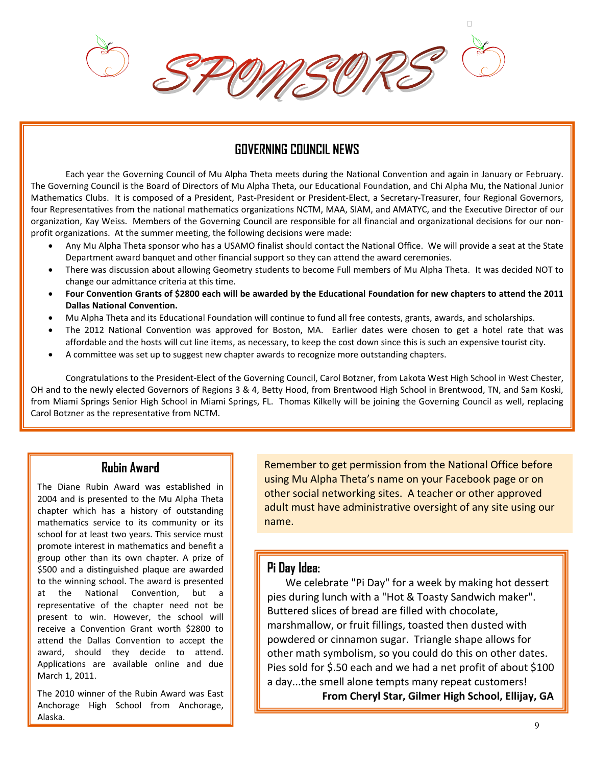# SPONSORS

## GOVERNING COUNCIL NEWS

Each year the Governing Council of Mu Alpha Theta meets during the National Convention and again in January or February. The Governing Council is the Board of Directors of Mu Alpha Theta, our Educational Foundation, and Chi Alpha Mu, the National Junior Mathematics Clubs. It is composed of a President, Past-President or President-Elect, a Secretary-Treasurer, four Regional Governors, four Representatives from the national mathematics organizations NCTM, MAA, SIAM, and AMATYC, and the Executive Director of our organization, Kay Weiss. Members of the Governing Council are responsible for all financial and organizational decisions for our non-profit organizations. At the summer meeting, the following decisions were made:

- Any Mu Alpha Theta sponsor who has a USAMO finalist should contact the National Office. We will provide a seat at the State Department award banquet and other financial support so they can attend the award ceremonies.
- There was discussion about allowing Geometry students to become Full members of Mu Alpha Theta. It was decided NOT to change our admittance criteria at this time.
- **Four Convention Grants of $2800 each will be awarded by the Educational Foundation for new chapters to attend the 2011 Dallas National Convention.**
- Mu Alpha Theta and its Educational Foundation will continue to fund all free contests, grants, awards, and scholarships.
- The 2012 National Convention was approved for Boston, MA. Earlier dates were chosen to get a hotel rate that was affordable and the hosts will cut line items, as necessary, to keep the cost down since this is such an expensive tourist city.
- A committee was set up to suggest new chapter awards to recognize more outstanding chapters.

Congratulations to the President-Elect of the Governing Council, Carol Botzner, from Lakota West High School in West Chester, OH and to the newly elected Governors of Regions 3 & 4, Betty Hood, from Brentwood High School in Brentwood, TN, and Sam Koski, from Miami Springs Senior High School in Miami Springs, FL. Thomas Kilkelly will be joining the Governing Council as well, replacing Carol Botzner as the representative from NCTM.

## Rubin Award

The Diane Rubin Award was established in 2004 and is presented to the Mu Alpha Theta chapter which has a history of outstanding mathematics service to its community or its school for at least two years. This service must promote interest in mathematics and benefit a group other than its own chapter. A prize of $500 and a distinguished plaque are awarded to the winning school. The award is presented at the National Convention, but a representative of the chapter need not be present to win. However, the school will receive a Convention Grant worth $2800 to attend the Dallas Convention to accept the award, should they decide to attend. Applications are available online and due March 1, 2011.

The 2010 winner of the Rubin Award was East Anchorage High School from Anchorage, Alaska.

Remember to get permission from the National Office before using Mu Alpha Theta's name on your Facebook page or on other social networking sites. A teacher or other approved adult must have administrative oversight of any site using our name.

## Pi Day Idea:

We celebrate "Pi Day" for a week by making hot dessert pies during lunch with a "Hot & Toasty Sandwich maker". Buttered slices of bread are filled with chocolate, marshmallow, or fruit fillings, toasted then dusted with powdered or cinnamon sugar. Triangle shape allows for other math symbolism, so you could do this on other dates. Pies sold for $.50 each and we had a net profit of about $100 a day...the smell alone tempts many repeat customers!

**From Cheryl Star, Gilmer High School, Ellijay, GA**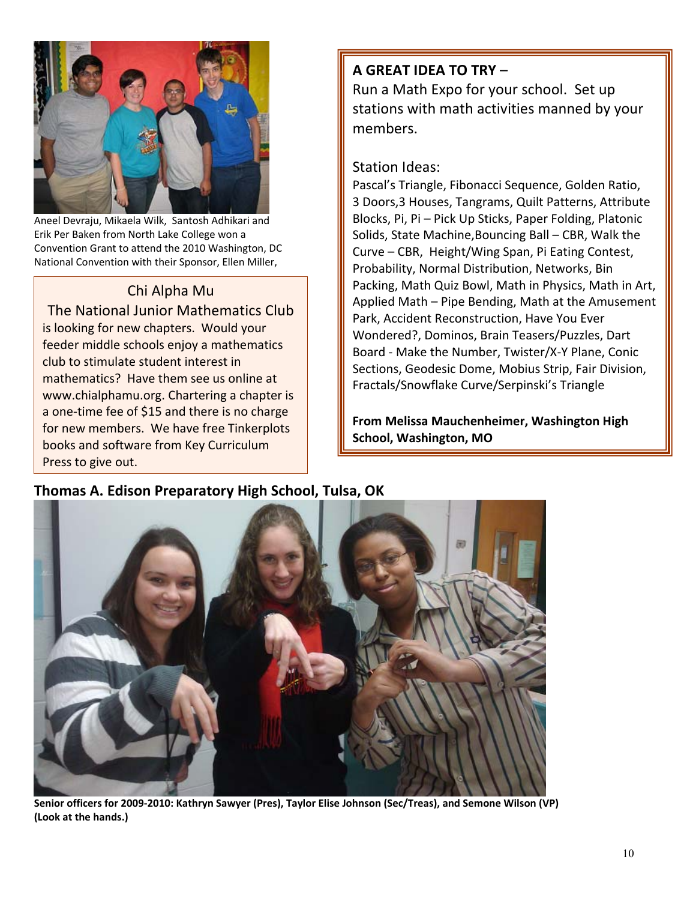Aneel Devraju, Mikaela Wilk, Santosh Adhikari and Erik Per Baken from North Lake College won a Convention Grant to attend the 2010 Washington, DC National Convention with their Sponsor, Ellen Miller,

Chi Alpha Mu

The National Junior Mathematics Club

is looking for new chapters. Would your feeder middle schools enjoy a mathematics club to stimulate student interest in mathematics? Have them see us online at www.chialphamu.org. Chartering a chapter is a one-time fee of $15 and there is no charge for new members. We have free Tinkerplots books and software from Key Curriculum Press to give out.

**A GREAT IDEA TO TRY** –

Run a Math Expo for your school. Set up stations with math activities manned by your members.

Station Ideas:

Pascal's Triangle, Fibonacci Sequence, Golden Ratio, 3 Doors,3 Houses, Tangrams, Quilt Patterns, Attribute Blocks, Pi, Pi – Pick Up Sticks, Paper Folding, Platonic Solids, State Machine,Bouncing Ball – CBR, Walk the Curve – CBR, Height/Wing Span, Pi Eating Contest, Probability, Normal Distribution, Networks, Bin Packing, Math Quiz Bowl, Math in Physics, Math in Art, Applied Math – Pipe Bending, Math at the Amusement Park, Accident Reconstruction, Have You Ever Wondered?, Dominos, Brain Teasers/Puzzles, Dart Board - Make the Number, Twister/X-Y Plane, Conic Sections, Geodesic Dome, Mobius Strip, Fair Division, Fractals/Snowflake Curve/Serpinski's Triangle

**From Melissa Mauchenheimer, Washington High School, Washington, MO**

## Thomas A. Edison Preparatory High School, Tulsa, OK

**Senior officers for 2009-2010: Kathryn Sawyer (Pres), Taylor Elise Johnson (Sec/Treas), and Semone Wilson (VP) (Look at the hands.)**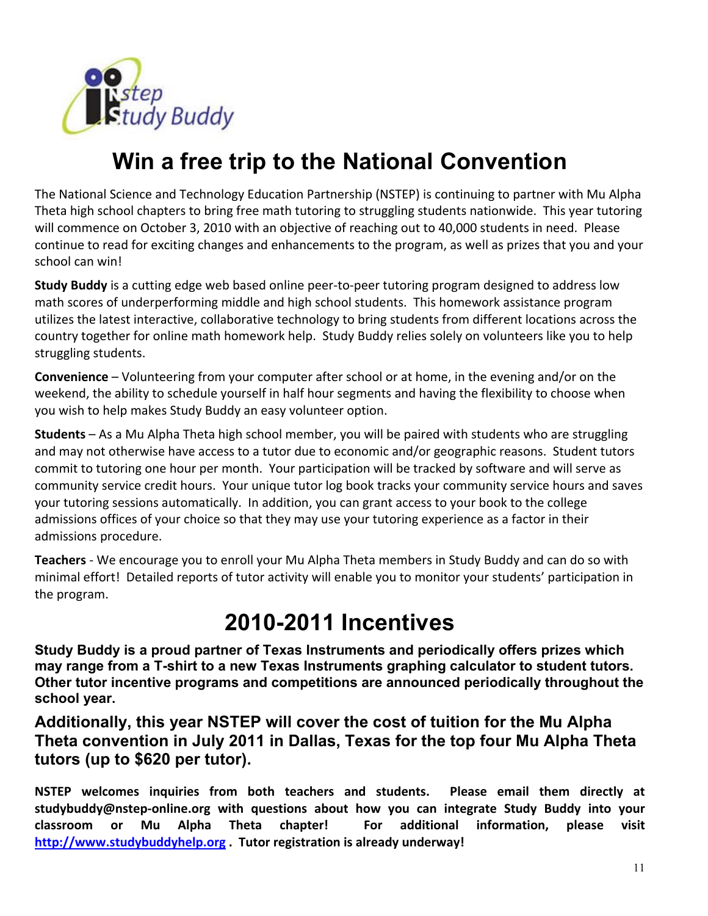# Win a free trip to the National Convention

The National Science and Technology Education Partnership (NSTEP) is continuing to partner with Mu Alpha Theta high school chapters to bring free math tutoring to struggling students nationwide. This year tutoring will commence on October 3, 2010 with an objective of reaching out to 40,000 students in need. Please continue to read for exciting changes and enhancements to the program, as well as prizes that you and your school can win!

**Study Buddy** is a cutting edge web based online peer-to-peer tutoring program designed to address low math scores of underperforming middle and high school students. This homework assistance program utilizes the latest interactive, collaborative technology to bring students from different locations across the country together for online math homework help. Study Buddy relies solely on volunteers like you to help struggling students.

**Convenience** – Volunteering from your computer after school or at home, in the evening and/or on the weekend, the ability to schedule yourself in half hour segments and having the flexibility to choose when you wish to help makes Study Buddy an easy volunteer option.

**Students** – As a Mu Alpha Theta high school member, you will be paired with students who are struggling and may not otherwise have access to a tutor due to economic and/or geographic reasons. Student tutors commit to tutoring one hour per month. Your participation will be tracked by software and will serve as community service credit hours. Your unique tutor log book tracks your community service hours and saves your tutoring sessions automatically. In addition, you can grant access to your book to the college admissions offices of your choice so that they may use your tutoring experience as a factor in their admissions procedure.

**Teachers** - We encourage you to enroll your Mu Alpha Theta members in Study Buddy and can do so with minimal effort! Detailed reports of tutor activity will enable you to monitor your students' participation in the program.

# 2010-2011 Incentives

**Study Buddy is a proud partner of Texas Instruments and periodically offers prizes which may range from a T-shirt to a new Texas Instruments graphing calculator to student tutors. Other tutor incentive programs and competitions are announced periodically throughout the school year.**

### Additionally, this year NSTEP will cover the cost of tuition for the Mu Alpha Theta convention in July 2011 in Dallas, Texas for the top four Mu Alpha Theta tutors (up to $620 per tutor).

**NSTEP welcomes inquiries from both teachers and students. Please email them directly at studybuddy@nstep-online.org with questions about how you can integrate Study Buddy into your classroom or Mu Alpha Theta chapter! For additional information, please visit [http://www.studybuddyhelp.org](http://www.studybuddyhelp.org) . Tutor registration is already underway!**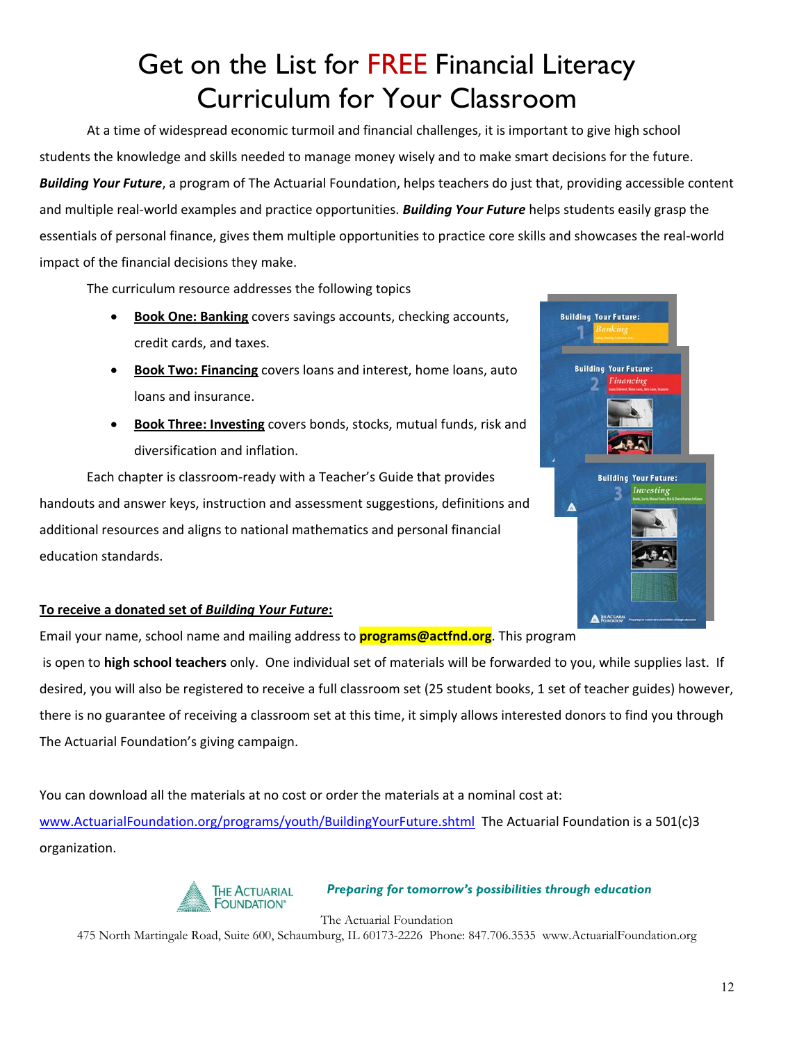# Get on the List for FREE Financial Literacy Curriculum for Your Classroom

At a time of widespread economic turmoil and financial challenges, it is important to give high school students the knowledge and skills needed to manage money wisely and to make smart decisions for the future. ***Building Your Future***, a program of The Actuarial Foundation, helps teachers do just that, providing accessible content and multiple real-world examples and practice opportunities. ***Building Your Future*** helps students easily grasp the essentials of personal finance, gives them multiple opportunities to practice core skills and showcases the real-world impact of the financial decisions they make.

The curriculum resource addresses the following topics

- **Book One: Banking** covers savings accounts, checking accounts, credit cards, and taxes.
- **Book Two: Financing** covers loans and interest, home loans, auto loans and insurance.
- **Book Three: Investing** covers bonds, stocks, mutual funds, risk and diversification and inflation.

Each chapter is classroom-ready with a Teacher's Guide that provides handouts and answer keys, instruction and assessment suggestions, definitions and additional resources and aligns to national mathematics and personal financial education standards.

**To receive a donated set of *Building Your Future*:**

Email your name, school name and mailing address to **programs@actfnd.org**. This program is open to **high school teachers** only. One individual set of materials will be forwarded to you, while supplies last. If desired, you will also be registered to receive a full classroom set (25 student books, 1 set of teacher guides) however, there is no guarantee of receiving a classroom set at this time, it simply allows interested donors to find you through The Actuarial Foundation's giving campaign.

You can download all the materials at no cost or order the materials at a nominal cost at: www.ActuarialFoundation.org/programs/youth/BuildingYourFuture.shtml The Actuarial Foundation is a 501(c)3 organization.

THE ACTUARIAL FOUNDATION® ***Preparing for tomorrow's possibilities through education***

The Actuarial Foundation
475 North Martingale Road, Suite 600, Schaumburg, IL 60173-2226 Phone: 847.706.3535 www.ActuarialFoundation.org